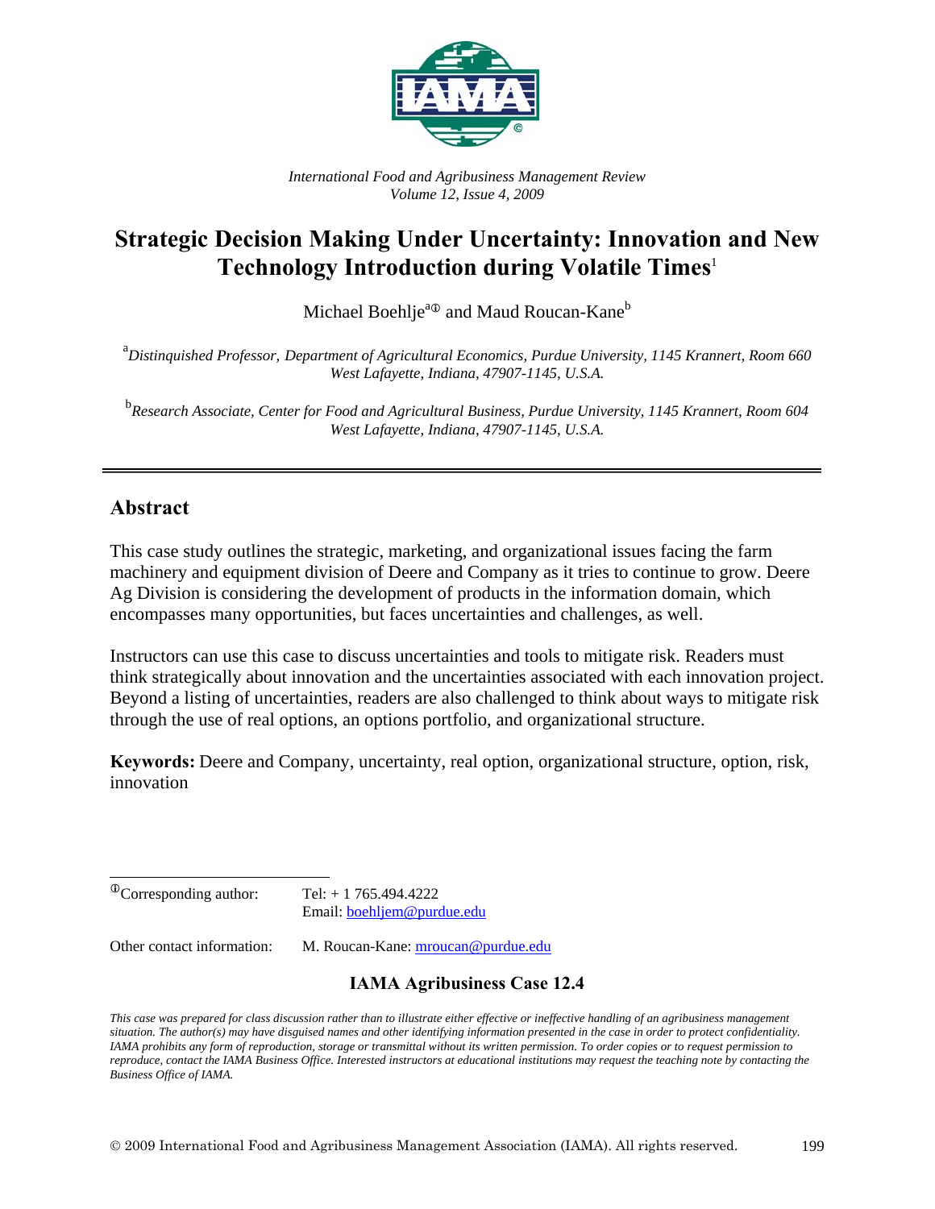*International Food and Agribusiness Management Review*
*Volume 12, Issue 4, 2009*

# Strategic Decision Making Under Uncertainty: Innovation and New Technology Introduction during Volatile Times[1]

Michael Boehlje[a①] and Maud Roucan-Kane[b]

[a] *Distinguished Professor, Department of Agricultural Economics, Purdue University, 1145 Krannert, Room 660 West Lafayette, Indiana, 47907-1145, U.S.A.*

[b] *Research Associate, Center for Food and Agricultural Business, Purdue University, 1145 Krannert, Room 604 West Lafayette, Indiana, 47907-1145, U.S.A.*

---

## Abstract

This case study outlines the strategic, marketing, and organizational issues facing the farm machinery and equipment division of Deere and Company as it tries to continue to grow. Deere Ag Division is considering the development of products in the information domain, which encompasses many opportunities, but faces uncertainties and challenges, as well.

Instructors can use this case to discuss uncertainties and tools to mitigate risk. Readers must think strategically about innovation and the uncertainties associated with each innovation project. Beyond a listing of uncertainties, readers are also challenged to think about ways to mitigate risk through the use of real options, an options portfolio, and organizational structure.

**Keywords:** Deere and Company, uncertainty, real option, organizational structure, option, risk, innovation

---

① Corresponding author: Tel: + 1 765.494.4222
Email: boehljem@purdue.edu

Other contact information: M. Roucan-Kane: mroucan@purdue.edu

### IAMA Agribusiness Case 12.4

*This case was prepared for class discussion rather than to illustrate either effective or ineffective handling of an agribusiness management situation. The author(s) may have disguised names and other identifying information presented in the case in order to protect confidentiality. IAMA prohibits any form of reproduction, storage or transmittal without its written permission. To order copies or to request permission to reproduce, contact the IAMA Business Office. Interested instructors at educational institutions may request the teaching note by contacting the Business Office of IAMA.*

© 2009 International Food and Agribusiness Management Association (IAMA). All rights reserved.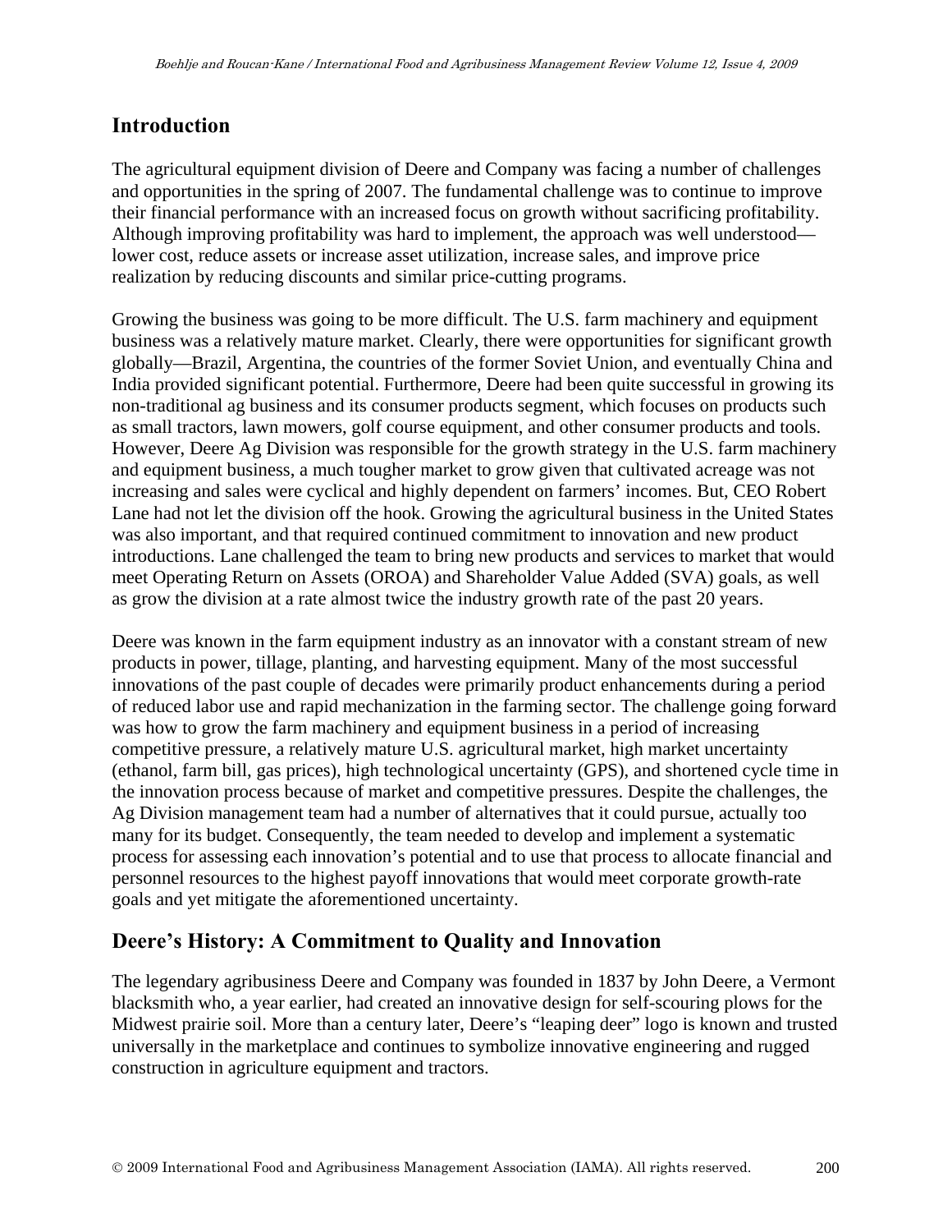## Introduction

The agricultural equipment division of Deere and Company was facing a number of challenges and opportunities in the spring of 2007. The fundamental challenge was to continue to improve their financial performance with an increased focus on growth without sacrificing profitability. Although improving profitability was hard to implement, the approach was well understood—lower cost, reduce assets or increase asset utilization, increase sales, and improve price realization by reducing discounts and similar price-cutting programs.

Growing the business was going to be more difficult. The U.S. farm machinery and equipment business was a relatively mature market. Clearly, there were opportunities for significant growth globally—Brazil, Argentina, the countries of the former Soviet Union, and eventually China and India provided significant potential. Furthermore, Deere had been quite successful in growing its non-traditional ag business and its consumer products segment, which focuses on products such as small tractors, lawn mowers, golf course equipment, and other consumer products and tools. However, Deere Ag Division was responsible for the growth strategy in the U.S. farm machinery and equipment business, a much tougher market to grow given that cultivated acreage was not increasing and sales were cyclical and highly dependent on farmers' incomes. But, CEO Robert Lane had not let the division off the hook. Growing the agricultural business in the United States was also important, and that required continued commitment to innovation and new product introductions. Lane challenged the team to bring new products and services to market that would meet Operating Return on Assets (OROA) and Shareholder Value Added (SVA) goals, as well as grow the division at a rate almost twice the industry growth rate of the past 20 years.

Deere was known in the farm equipment industry as an innovator with a constant stream of new products in power, tillage, planting, and harvesting equipment. Many of the most successful innovations of the past couple of decades were primarily product enhancements during a period of reduced labor use and rapid mechanization in the farming sector. The challenge going forward was how to grow the farm machinery and equipment business in a period of increasing competitive pressure, a relatively mature U.S. agricultural market, high market uncertainty (ethanol, farm bill, gas prices), high technological uncertainty (GPS), and shortened cycle time in the innovation process because of market and competitive pressures. Despite the challenges, the Ag Division management team had a number of alternatives that it could pursue, actually too many for its budget. Consequently, the team needed to develop and implement a systematic process for assessing each innovation's potential and to use that process to allocate financial and personnel resources to the highest payoff innovations that would meet corporate growth-rate goals and yet mitigate the aforementioned uncertainty.

## Deere's History: A Commitment to Quality and Innovation

The legendary agribusiness Deere and Company was founded in 1837 by John Deere, a Vermont blacksmith who, a year earlier, had created an innovative design for self-scouring plows for the Midwest prairie soil. More than a century later, Deere's "leaping deer" logo is known and trusted universally in the marketplace and continues to symbolize innovative engineering and rugged construction in agriculture equipment and tractors.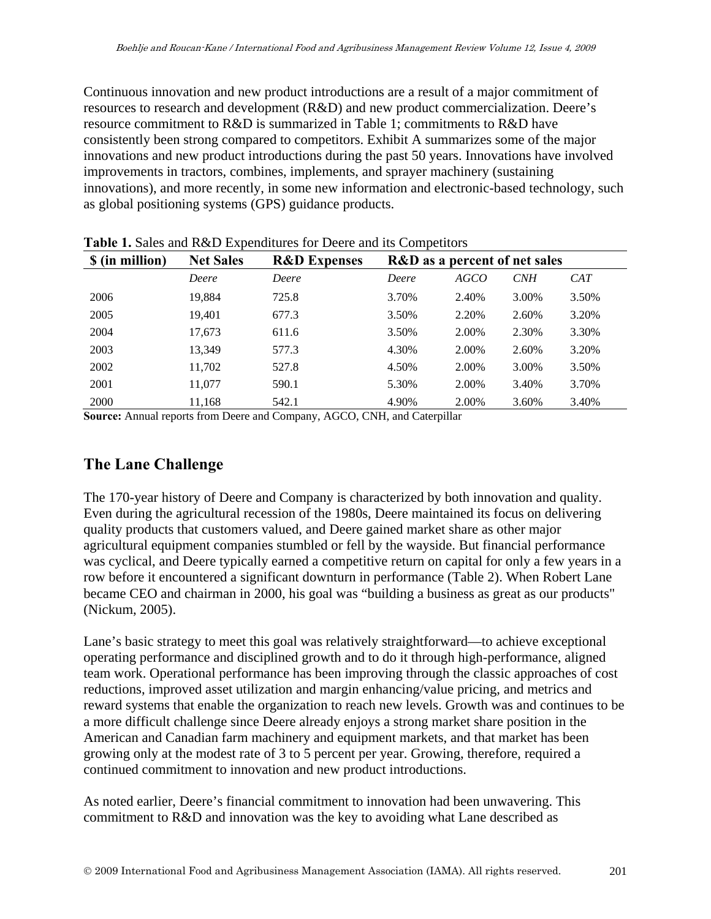Continuous innovation and new product introductions are a result of a major commitment of resources to research and development (R&D) and new product commercialization. Deere's resource commitment to R&D is summarized in Table 1; commitments to R&D have consistently been strong compared to competitors. Exhibit A summarizes some of the major innovations and new product introductions during the past 50 years. Innovations have involved improvements in tractors, combines, implements, and sprayer machinery (sustaining innovations), and more recently, in some new information and electronic-based technology, such as global positioning systems (GPS) guidance products.

**Table 1.** Sales and R&D Expenditures for Deere and its Competitors

| $ (in million) | Net Sales | R&D Expenses | R&D as a percent of net sales | | | |
|---|---|---|---|---|---|---|
| | *Deere* | *Deere* | *Deere* | *AGCO* | *CNH* | *CAT* |
| 2006 | 19,884 | 725.8 | 3.70% | 2.40% | 3.00% | 3.50% |
| 2005 | 19,401 | 677.3 | 3.50% | 2.20% | 2.60% | 3.20% |
| 2004 | 17,673 | 611.6 | 3.50% | 2.00% | 2.30% | 3.30% |
| 2003 | 13,349 | 577.3 | 4.30% | 2.00% | 2.60% | 3.20% |
| 2002 | 11,702 | 527.8 | 4.50% | 2.00% | 3.00% | 3.50% |
| 2001 | 11,077 | 590.1 | 5.30% | 2.00% | 3.40% | 3.70% |
| 2000 | 11,168 | 542.1 | 4.90% | 2.00% | 3.60% | 3.40% |

**Source:** Annual reports from Deere and Company, AGCO, CNH, and Caterpillar

## The Lane Challenge

The 170-year history of Deere and Company is characterized by both innovation and quality. Even during the agricultural recession of the 1980s, Deere maintained its focus on delivering quality products that customers valued, and Deere gained market share as other major agricultural equipment companies stumbled or fell by the wayside. But financial performance was cyclical, and Deere typically earned a competitive return on capital for only a few years in a row before it encountered a significant downturn in performance (Table 2). When Robert Lane became CEO and chairman in 2000, his goal was "building a business as great as our products" (Nickum, 2005).

Lane's basic strategy to meet this goal was relatively straightforward—to achieve exceptional operating performance and disciplined growth and to do it through high-performance, aligned team work. Operational performance has been improving through the classic approaches of cost reductions, improved asset utilization and margin enhancing/value pricing, and metrics and reward systems that enable the organization to reach new levels. Growth was and continues to be a more difficult challenge since Deere already enjoys a strong market share position in the American and Canadian farm machinery and equipment markets, and that market has been growing only at the modest rate of 3 to 5 percent per year. Growing, therefore, required a continued commitment to innovation and new product introductions.

As noted earlier, Deere's financial commitment to innovation had been unwavering. This commitment to R&D and innovation was the key to avoiding what Lane described as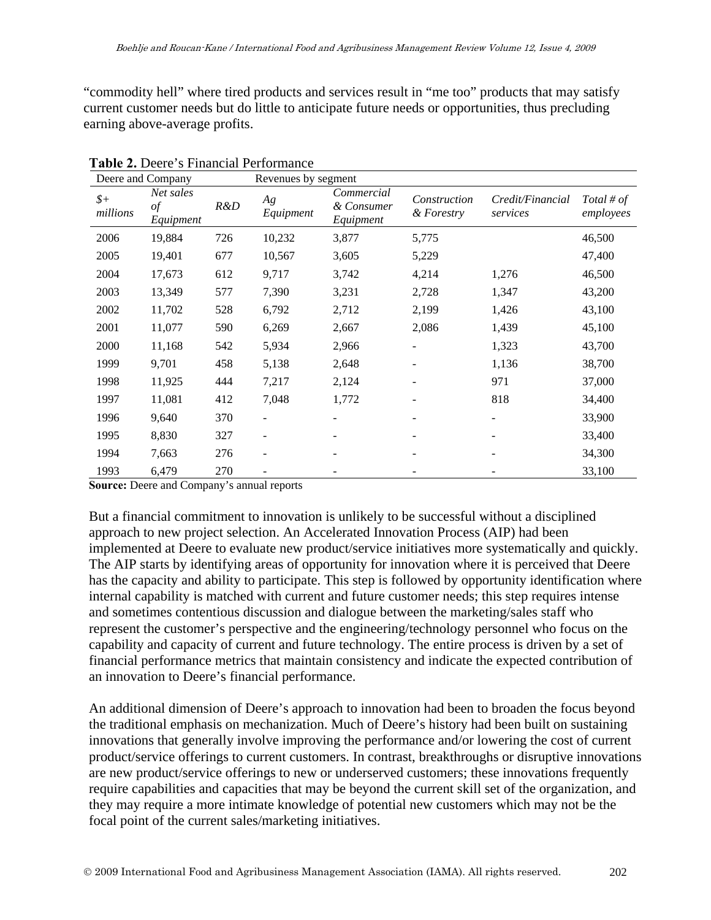“commodity hell” where tired products and services result in “me too” products that may satisfy current customer needs but do little to anticipate future needs or opportunities, thus precluding earning above-average profits.

**Table 2.** Deere’s Financial Performance

| Deere and Company | | | Revenues by segment | | | | |
|---|---|---|---|---|---|---|---|
| *$+ millions* | *Net sales of Equipment* | *R&D* | *Ag Equipment* | *Commercial & Consumer Equipment* | *Construction & Forestry* | *Credit/Financial services* | *Total # of employees* |
| 2006 | 19,884 | 726 | 10,232 | 3,877 | 5,775 | | 46,500 |
| 2005 | 19,401 | 677 | 10,567 | 3,605 | 5,229 | | 47,400 |
| 2004 | 17,673 | 612 | 9,717 | 3,742 | 4,214 | 1,276 | 46,500 |
| 2003 | 13,349 | 577 | 7,390 | 3,231 | 2,728 | 1,347 | 43,200 |
| 2002 | 11,702 | 528 | 6,792 | 2,712 | 2,199 | 1,426 | 43,100 |
| 2001 | 11,077 | 590 | 6,269 | 2,667 | 2,086 | 1,439 | 45,100 |
| 2000 | 11,168 | 542 | 5,934 | 2,966 | - | 1,323 | 43,700 |
| 1999 | 9,701 | 458 | 5,138 | 2,648 | - | 1,136 | 38,700 |
| 1998 | 11,925 | 444 | 7,217 | 2,124 | - | 971 | 37,000 |
| 1997 | 11,081 | 412 | 7,048 | 1,772 | - | 818 | 34,400 |
| 1996 | 9,640 | 370 | - | - | - | - | 33,900 |
| 1995 | 8,830 | 327 | - | - | - | - | 33,400 |
| 1994 | 7,663 | 276 | - | - | - | - | 34,300 |
| 1993 | 6,479 | 270 | - | - | - | - | 33,100 |

**Source:** Deere and Company’s annual reports

But a financial commitment to innovation is unlikely to be successful without a disciplined approach to new project selection. An Accelerated Innovation Process (AIP) had been implemented at Deere to evaluate new product/service initiatives more systematically and quickly. The AIP starts by identifying areas of opportunity for innovation where it is perceived that Deere has the capacity and ability to participate. This step is followed by opportunity identification where internal capability is matched with current and future customer needs; this step requires intense and sometimes contentious discussion and dialogue between the marketing/sales staff who represent the customer’s perspective and the engineering/technology personnel who focus on the capability and capacity of current and future technology. The entire process is driven by a set of financial performance metrics that maintain consistency and indicate the expected contribution of an innovation to Deere’s financial performance.

An additional dimension of Deere’s approach to innovation had been to broaden the focus beyond the traditional emphasis on mechanization. Much of Deere’s history had been built on sustaining innovations that generally involve improving the performance and/or lowering the cost of current product/service offerings to current customers. In contrast, breakthroughs or disruptive innovations are new product/service offerings to new or underserved customers; these innovations frequently require capabilities and capacities that may be beyond the current skill set of the organization, and they may require a more intimate knowledge of potential new customers which may not be the focal point of the current sales/marketing initiatives.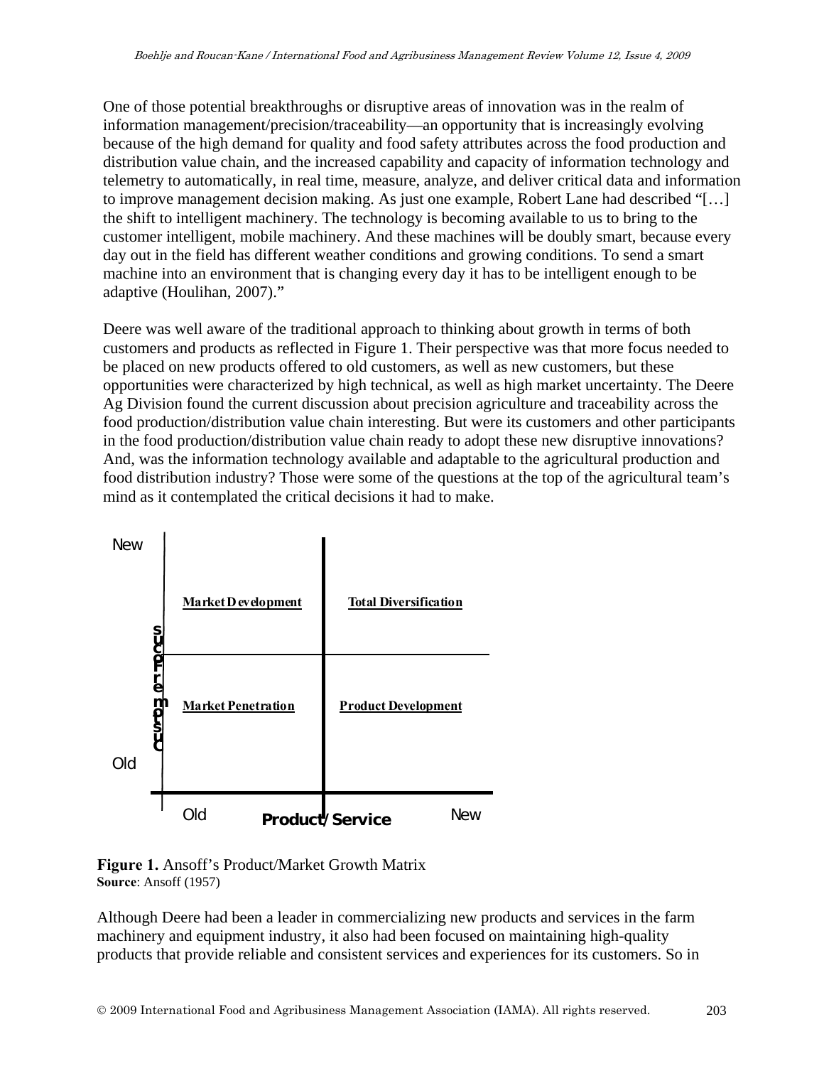One of those potential breakthroughs or disruptive areas of innovation was in the realm of information management/precision/traceability—an opportunity that is increasingly evolving because of the high demand for quality and food safety attributes across the food production and distribution value chain, and the increased capability and capacity of information technology and telemetry to automatically, in real time, measure, analyze, and deliver critical data and information to improve management decision making. As just one example, Robert Lane had described "[…] the shift to intelligent machinery. The technology is becoming available to us to bring to the customer intelligent, mobile machinery. And these machines will be doubly smart, because every day out in the field has different weather conditions and growing conditions. To send a smart machine into an environment that is changing every day it has to be intelligent enough to be adaptive (Houlihan, 2007)."

Deere was well aware of the traditional approach to thinking about growth in terms of both customers and products as reflected in Figure 1. Their perspective was that more focus needed to be placed on new products offered to old customers, as well as new customers, but these opportunities were characterized by high technical, as well as high market uncertainty. The Deere Ag Division found the current discussion about precision agriculture and traceability across the food production/distribution value chain interesting. But were its customers and other participants in the food production/distribution value chain ready to adopt these new disruptive innovations? And, was the information technology available and adaptable to the agricultural production and food distribution industry? Those were some of the questions at the top of the agricultural team's mind as it contemplated the critical decisions it had to make.

| Customers \ Product/Service | Old | New |
| --- | --- | --- |
| New | **Market Development** | **Total Diversification** |
| Old | **Market Penetration** | **Product Development** |

**Figure 1.** Ansoff's Product/Market Growth Matrix
**Source**: Ansoff (1957)

Although Deere had been a leader in commercializing new products and services in the farm machinery and equipment industry, it also had been focused on maintaining high-quality products that provide reliable and consistent services and experiences for its customers. So in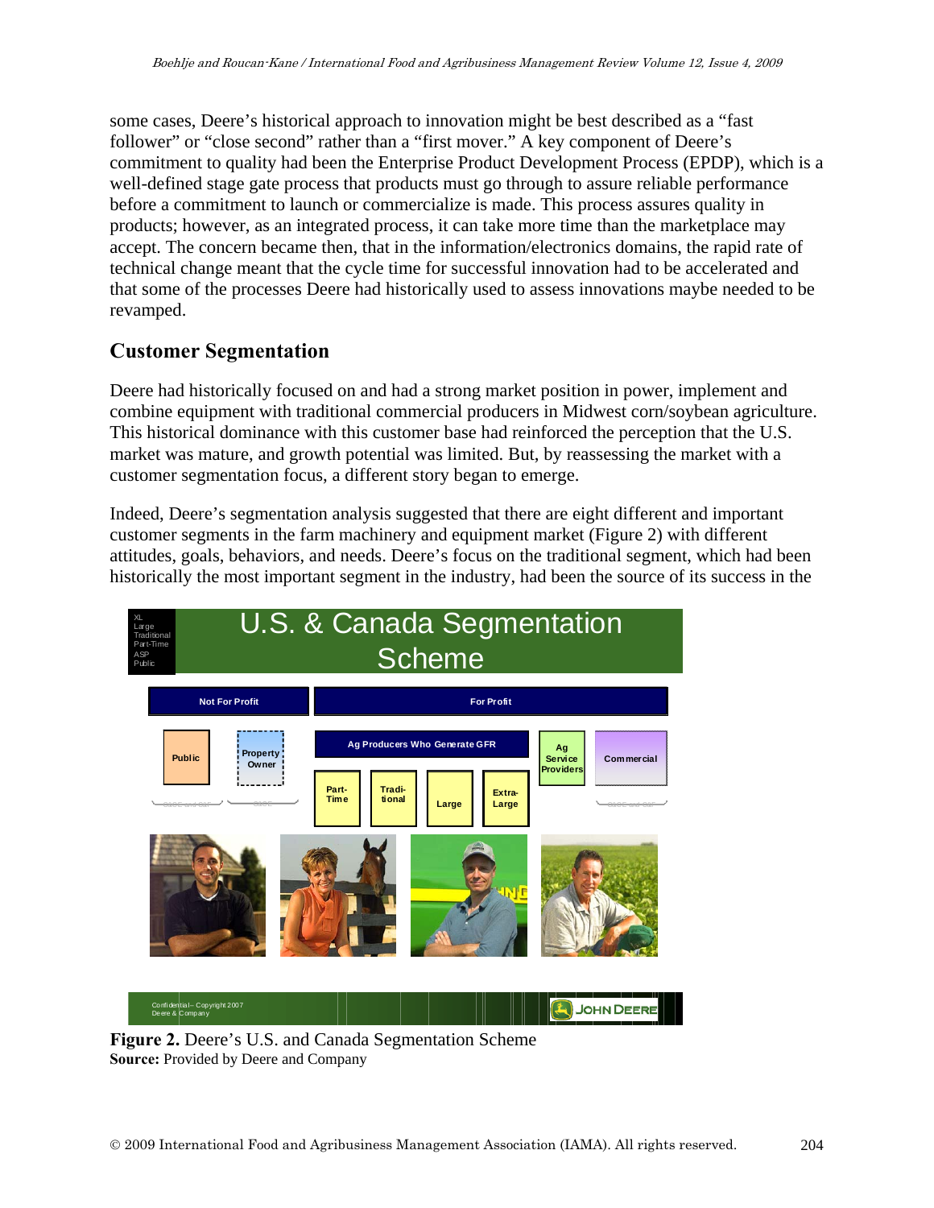some cases, Deere's historical approach to innovation might be best described as a "fast follower" or "close second" rather than a "first mover." A key component of Deere's commitment to quality had been the Enterprise Product Development Process (EPDP), which is a well-defined stage gate process that products must go through to assure reliable performance before a commitment to launch or commercialize is made. This process assures quality in products; however, as an integrated process, it can take more time than the marketplace may accept. The concern became then, that in the information/electronics domains, the rapid rate of technical change meant that the cycle time for successful innovation had to be accelerated and that some of the processes Deere had historically used to assess innovations maybe needed to be revamped.

## Customer Segmentation

Deere had historically focused on and had a strong market position in power, implement and combine equipment with traditional commercial producers in Midwest corn/soybean agriculture. This historical dominance with this customer base had reinforced the perception that the U.S. market was mature, and growth potential was limited. But, by reassessing the market with a customer segmentation focus, a different story began to emerge.

Indeed, Deere's segmentation analysis suggested that there are eight different and important customer segments in the farm machinery and equipment market (Figure 2) with different attitudes, goals, behaviors, and needs. Deere's focus on the traditional segment, which had been historically the most important segment in the industry, had been the source of its success in the

**Figure 2.** Deere's U.S. and Canada Segmentation Scheme
**Source:** Provided by Deere and Company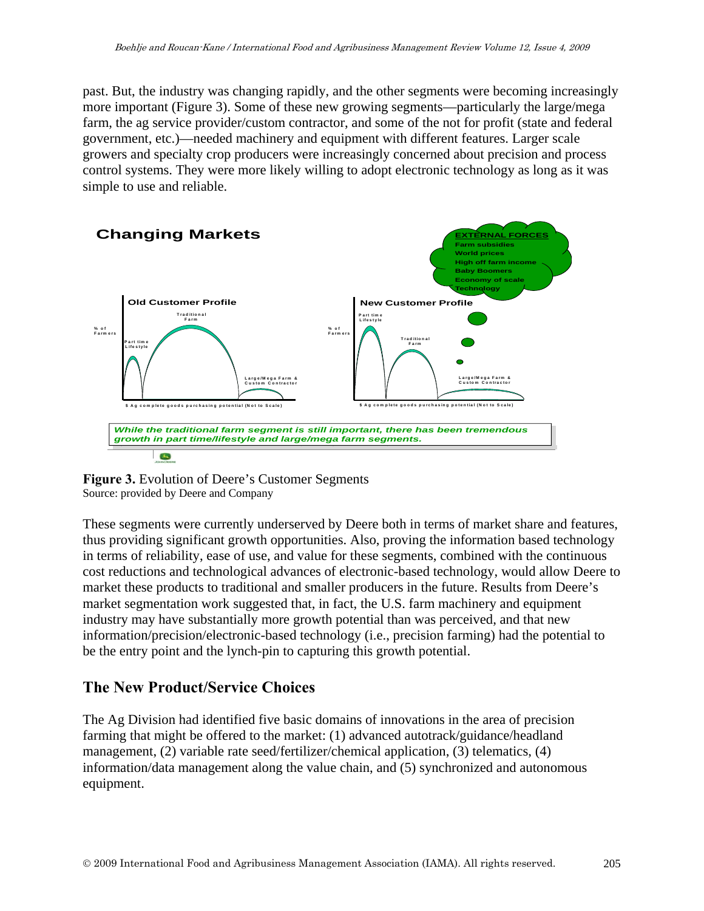past. But, the industry was changing rapidly, and the other segments were becoming increasingly more important (Figure 3). Some of these new growing segments—particularly the large/mega farm, the ag service provider/custom contractor, and some of the not for profit (state and federal government, etc.)—needed machinery and equipment with different features. Larger scale growers and specialty crop producers were increasingly concerned about precision and process control systems. They were more likely willing to adopt electronic technology as long as it was simple to use and reliable.

**Figure 3.** Evolution of Deere's Customer Segments
Source: provided by Deere and Company

These segments were currently underserved by Deere both in terms of market share and features, thus providing significant growth opportunities. Also, proving the information based technology in terms of reliability, ease of use, and value for these segments, combined with the continuous cost reductions and technological advances of electronic-based technology, would allow Deere to market these products to traditional and smaller producers in the future. Results from Deere's market segmentation work suggested that, in fact, the U.S. farm machinery and equipment industry may have substantially more growth potential than was perceived, and that new information/precision/electronic-based technology (i.e., precision farming) had the potential to be the entry point and the lynch-pin to capturing this growth potential.

## The New Product/Service Choices

The Ag Division had identified five basic domains of innovations in the area of precision farming that might be offered to the market: (1) advanced autotrack/guidance/headland management, (2) variable rate seed/fertilizer/chemical application, (3) telematics, (4) information/data management along the value chain, and (5) synchronized and autonomous equipment.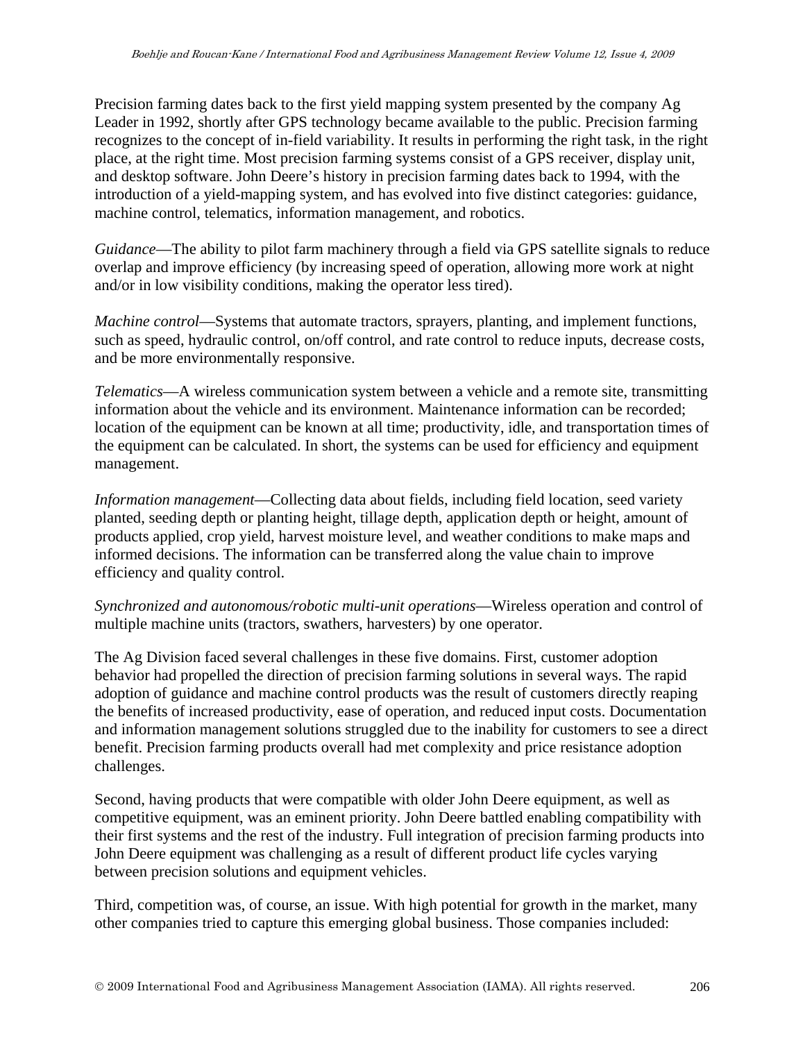Precision farming dates back to the first yield mapping system presented by the company Ag Leader in 1992, shortly after GPS technology became available to the public. Precision farming recognizes to the concept of in-field variability. It results in performing the right task, in the right place, at the right time. Most precision farming systems consist of a GPS receiver, display unit, and desktop software. John Deere's history in precision farming dates back to 1994, with the introduction of a yield-mapping system, and has evolved into five distinct categories: guidance, machine control, telematics, information management, and robotics.

*Guidance*—The ability to pilot farm machinery through a field via GPS satellite signals to reduce overlap and improve efficiency (by increasing speed of operation, allowing more work at night and/or in low visibility conditions, making the operator less tired).

*Machine control*—Systems that automate tractors, sprayers, planting, and implement functions, such as speed, hydraulic control, on/off control, and rate control to reduce inputs, decrease costs, and be more environmentally responsive.

*Telematics*—A wireless communication system between a vehicle and a remote site, transmitting information about the vehicle and its environment. Maintenance information can be recorded; location of the equipment can be known at all time; productivity, idle, and transportation times of the equipment can be calculated. In short, the systems can be used for efficiency and equipment management.

*Information management*—Collecting data about fields, including field location, seed variety planted, seeding depth or planting height, tillage depth, application depth or height, amount of products applied, crop yield, harvest moisture level, and weather conditions to make maps and informed decisions. The information can be transferred along the value chain to improve efficiency and quality control.

*Synchronized and autonomous/robotic multi-unit operations*—Wireless operation and control of multiple machine units (tractors, swathers, harvesters) by one operator.

The Ag Division faced several challenges in these five domains. First, customer adoption behavior had propelled the direction of precision farming solutions in several ways. The rapid adoption of guidance and machine control products was the result of customers directly reaping the benefits of increased productivity, ease of operation, and reduced input costs. Documentation and information management solutions struggled due to the inability for customers to see a direct benefit. Precision farming products overall had met complexity and price resistance adoption challenges.

Second, having products that were compatible with older John Deere equipment, as well as competitive equipment, was an eminent priority. John Deere battled enabling compatibility with their first systems and the rest of the industry. Full integration of precision farming products into John Deere equipment was challenging as a result of different product life cycles varying between precision solutions and equipment vehicles.

Third, competition was, of course, an issue. With high potential for growth in the market, many other companies tried to capture this emerging global business. Those companies included: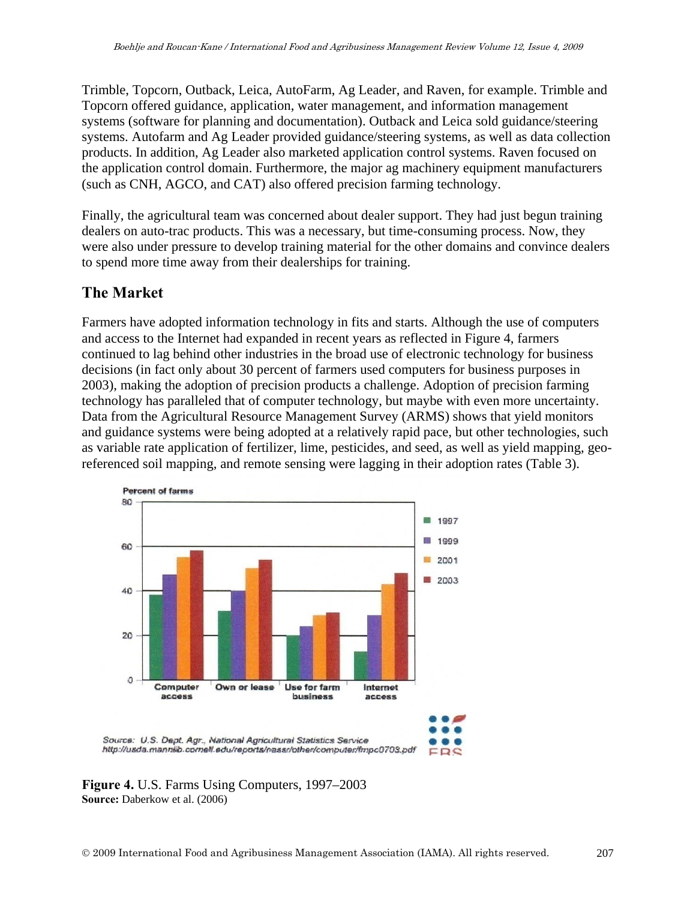Trimble, Topcorn, Outback, Leica, AutoFarm, Ag Leader, and Raven, for example. Trimble and Topcorn offered guidance, application, water management, and information management systems (software for planning and documentation). Outback and Leica sold guidance/steering systems. Autofarm and Ag Leader provided guidance/steering systems, as well as data collection products. In addition, Ag Leader also marketed application control systems. Raven focused on the application control domain. Furthermore, the major ag machinery equipment manufacturers (such as CNH, AGCO, and CAT) also offered precision farming technology.

Finally, the agricultural team was concerned about dealer support. They had just begun training dealers on auto-trac products. This was a necessary, but time-consuming process. Now, they were also under pressure to develop training material for the other domains and convince dealers to spend more time away from their dealerships for training.

## The Market

Farmers have adopted information technology in fits and starts. Although the use of computers and access to the Internet had expanded in recent years as reflected in Figure 4, farmers continued to lag behind other industries in the broad use of electronic technology for business decisions (in fact only about 30 percent of farmers used computers for business purposes in 2003), making the adoption of precision products a challenge. Adoption of precision farming technology has paralleled that of computer technology, but maybe with even more uncertainty. Data from the Agricultural Resource Management Survey (ARMS) shows that yield monitors and guidance systems were being adopted at a relatively rapid pace, but other technologies, such as variable rate application of fertilizer, lime, pesticides, and seed, as well as yield mapping, geo-referenced soil mapping, and remote sensing were lagging in their adoption rates (Table 3).

**Figure 4.** U.S. Farms Using Computers, 1997–2003
**Source:** Daberkow et al. (2006)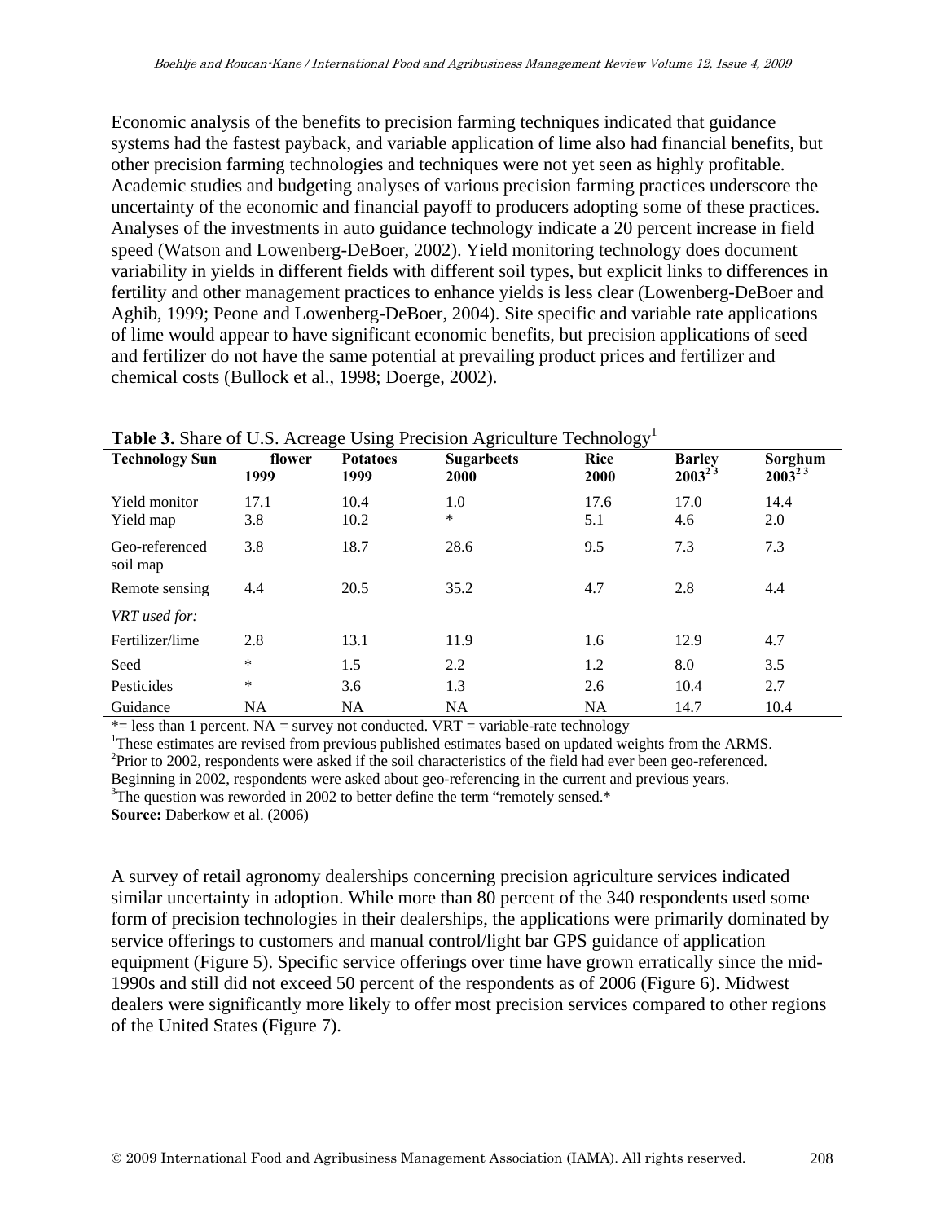Economic analysis of the benefits to precision farming techniques indicated that guidance systems had the fastest payback, and variable application of lime also had financial benefits, but other precision farming technologies and techniques were not yet seen as highly profitable. Academic studies and budgeting analyses of various precision farming practices underscore the uncertainty of the economic and financial payoff to producers adopting some of these practices. Analyses of the investments in auto guidance technology indicate a 20 percent increase in field speed (Watson and Lowenberg-DeBoer, 2002). Yield monitoring technology does document variability in yields in different fields with different soil types, but explicit links to differences in fertility and other management practices to enhance yields is less clear (Lowenberg-DeBoer and Aghib, 1999; Peone and Lowenberg-DeBoer, 2004). Site specific and variable rate applications of lime would appear to have significant economic benefits, but precision applications of seed and fertilizer do not have the same potential at prevailing product prices and fertilizer and chemical costs (Bullock et al., 1998; Doerge, 2002).

**Table 3.** Share of U.S. Acreage Using Precision Agriculture Technology[1]

| Technology | Sunflower 1999 | Potatoes 1999 | Sugarbeets 2000 | Rice 2000 | Barley 2003[2 3] | Sorghum 2003[2 3] |
|---|---|---|---|---|---|---|
| Yield monitor | 17.1 | 10.4 | 1.0 | 17.6 | 17.0 | 14.4 |
| Yield map | 3.8 | 10.2 | * | 5.1 | 4.6 | 2.0 |
| Geo-referenced soil map | 3.8 | 18.7 | 28.6 | 9.5 | 7.3 | 7.3 |
| Remote sensing | 4.4 | 20.5 | 35.2 | 4.7 | 2.8 | 4.4 |
| *VRT used for:* | | | | | | |
| Fertilizer/lime | 2.8 | 13.1 | 11.9 | 1.6 | 12.9 | 4.7 |
| Seed | * | 1.5 | 2.2 | 1.2 | 8.0 | 3.5 |
| Pesticides | * | 3.6 | 1.3 | 2.6 | 10.4 | 2.7 |
| Guidance | NA | NA | NA | NA | 14.7 | 10.4 |

*= less than 1 percent. NA = survey not conducted. VRT = variable-rate technology

[1]These estimates are revised from previous published estimates based on updated weights from the ARMS.

[2]Prior to 2002, respondents were asked if the soil characteristics of the field had ever been geo-referenced. Beginning in 2002, respondents were asked about geo-referencing in the current and previous years.

[3]The question was reworded in 2002 to better define the term "remotely sensed.*

**Source:** Daberkow et al. (2006)

A survey of retail agronomy dealerships concerning precision agriculture services indicated similar uncertainty in adoption. While more than 80 percent of the 340 respondents used some form of precision technologies in their dealerships, the applications were primarily dominated by service offerings to customers and manual control/light bar GPS guidance of application equipment (Figure 5). Specific service offerings over time have grown erratically since the mid-1990s and still did not exceed 50 percent of the respondents as of 2006 (Figure 6). Midwest dealers were significantly more likely to offer most precision services compared to other regions of the United States (Figure 7).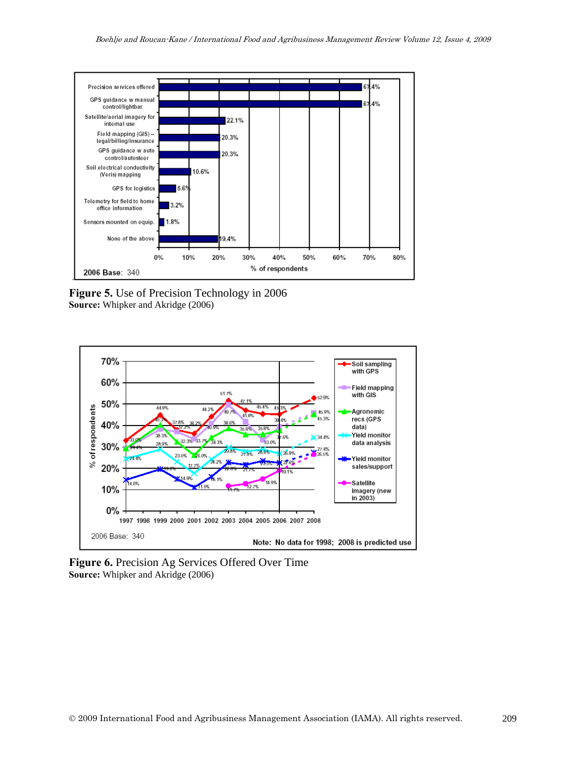**Figure 5.** Use of Precision Technology in 2006
**Source:** Whipker and Akridge (2006)

**Figure 6.** Precision Ag Services Offered Over Time
**Source:** Whipker and Akridge (2006)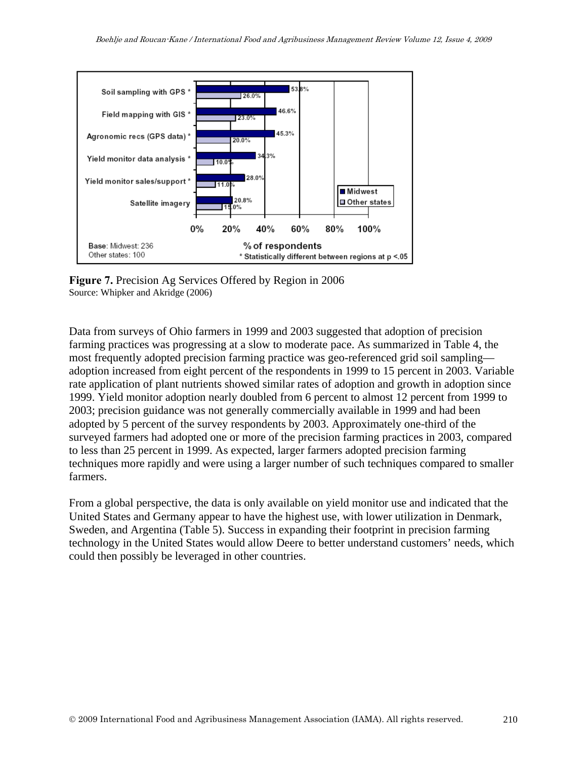**Figure 7.** Precision Ag Services Offered by Region in 2006
Source: Whipker and Akridge (2006)

Data from surveys of Ohio farmers in 1999 and 2003 suggested that adoption of precision farming practices was progressing at a slow to moderate pace. As summarized in Table 4, the most frequently adopted precision farming practice was geo-referenced grid soil sampling—adoption increased from eight percent of the respondents in 1999 to 15 percent in 2003. Variable rate application of plant nutrients showed similar rates of adoption and growth in adoption since 1999. Yield monitor adoption nearly doubled from 6 percent to almost 12 percent from 1999 to 2003; precision guidance was not generally commercially available in 1999 and had been adopted by 5 percent of the survey respondents by 2003. Approximately one-third of the surveyed farmers had adopted one or more of the precision farming practices in 2003, compared to less than 25 percent in 1999. As expected, larger farmers adopted precision farming techniques more rapidly and were using a larger number of such techniques compared to smaller farmers.

From a global perspective, the data is only available on yield monitor use and indicated that the United States and Germany appear to have the highest use, with lower utilization in Denmark, Sweden, and Argentina (Table 5). Success in expanding their footprint in precision farming technology in the United States would allow Deere to better understand customers' needs, which could then possibly be leveraged in other countries.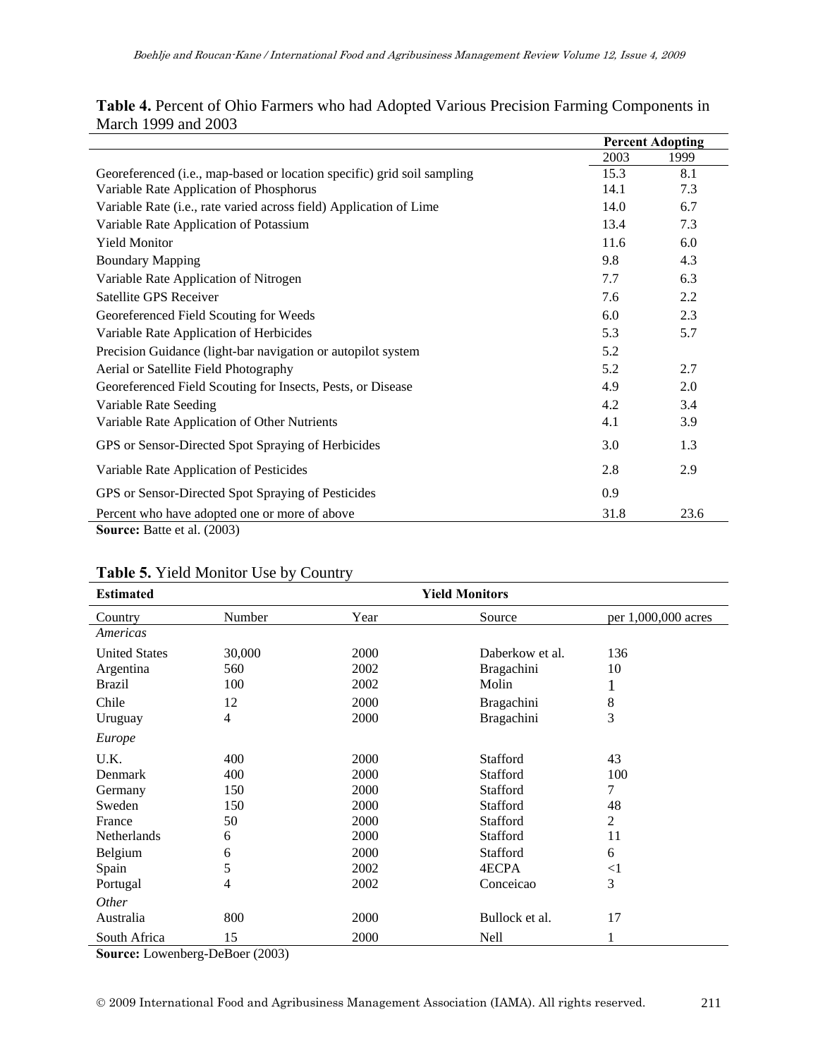**Table 4.** Percent of Ohio Farmers who had Adopted Various Precision Farming Components in March 1999 and 2003

| | Percent Adopting | |
|---|---|---|
| | 2003 | 1999 |
| Georeferenced (i.e., map-based or location specific) grid soil sampling | 15.3 | 8.1 |
| Variable Rate Application of Phosphorus | 14.1 | 7.3 |
| Variable Rate (i.e., rate varied across field) Application of Lime | 14.0 | 6.7 |
| Variable Rate Application of Potassium | 13.4 | 7.3 |
| Yield Monitor | 11.6 | 6.0 |
| Boundary Mapping | 9.8 | 4.3 |
| Variable Rate Application of Nitrogen | 7.7 | 6.3 |
| Satellite GPS Receiver | 7.6 | 2.2 |
| Georeferenced Field Scouting for Weeds | 6.0 | 2.3 |
| Variable Rate Application of Herbicides | 5.3 | 5.7 |
| Precision Guidance (light-bar navigation or autopilot system | 5.2 | |
| Aerial or Satellite Field Photography | 5.2 | 2.7 |
| Georeferenced Field Scouting for Insects, Pests, or Disease | 4.9 | 2.0 |
| Variable Rate Seeding | 4.2 | 3.4 |
| Variable Rate Application of Other Nutrients | 4.1 | 3.9 |
| GPS or Sensor-Directed Spot Spraying of Herbicides | 3.0 | 1.3 |
| Variable Rate Application of Pesticides | 2.8 | 2.9 |
| GPS or Sensor-Directed Spot Spraying of Pesticides | 0.9 | |
| Percent who have adopted one or more of above | 31.8 | 23.6 |

**Source:** Batte et al. (2003)

**Table 5.** Yield Monitor Use by Country

| Estimated | | Yield Monitors | | |
|---|---|---|---|---|
| Country | Number | Year | Source | per 1,000,000 acres |
| *Americas* | | | | |
| United States | 30,000 | 2000 | Daberkow et al. | 136 |
| Argentina | 560 | 2002 | Bragachini | 10 |
| Brazil | 100 | 2002 | Molin | 1 |
| Chile | 12 | 2000 | Bragachini | 8 |
| Uruguay | 4 | 2000 | Bragachini | 3 |
| *Europe* | | | | |
| U.K. | 400 | 2000 | Stafford | 43 |
| Denmark | 400 | 2000 | Stafford | 100 |
| Germany | 150 | 2000 | Stafford | 7 |
| Sweden | 150 | 2000 | Stafford | 48 |
| France | 50 | 2000 | Stafford | 2 |
| Netherlands | 6 | 2000 | Stafford | 11 |
| Belgium | 6 | 2000 | Stafford | 6 |
| Spain | 5 | 2002 | 4ECPA | <1 |
| Portugal | 4 | 2002 | Conceicao | 3 |
| *Other* | | | | |
| Australia | 800 | 2000 | Bullock et al. | 17 |
| South Africa | 15 | 2000 | Nell | 1 |

**Source:** Lowenberg-DeBoer (2003)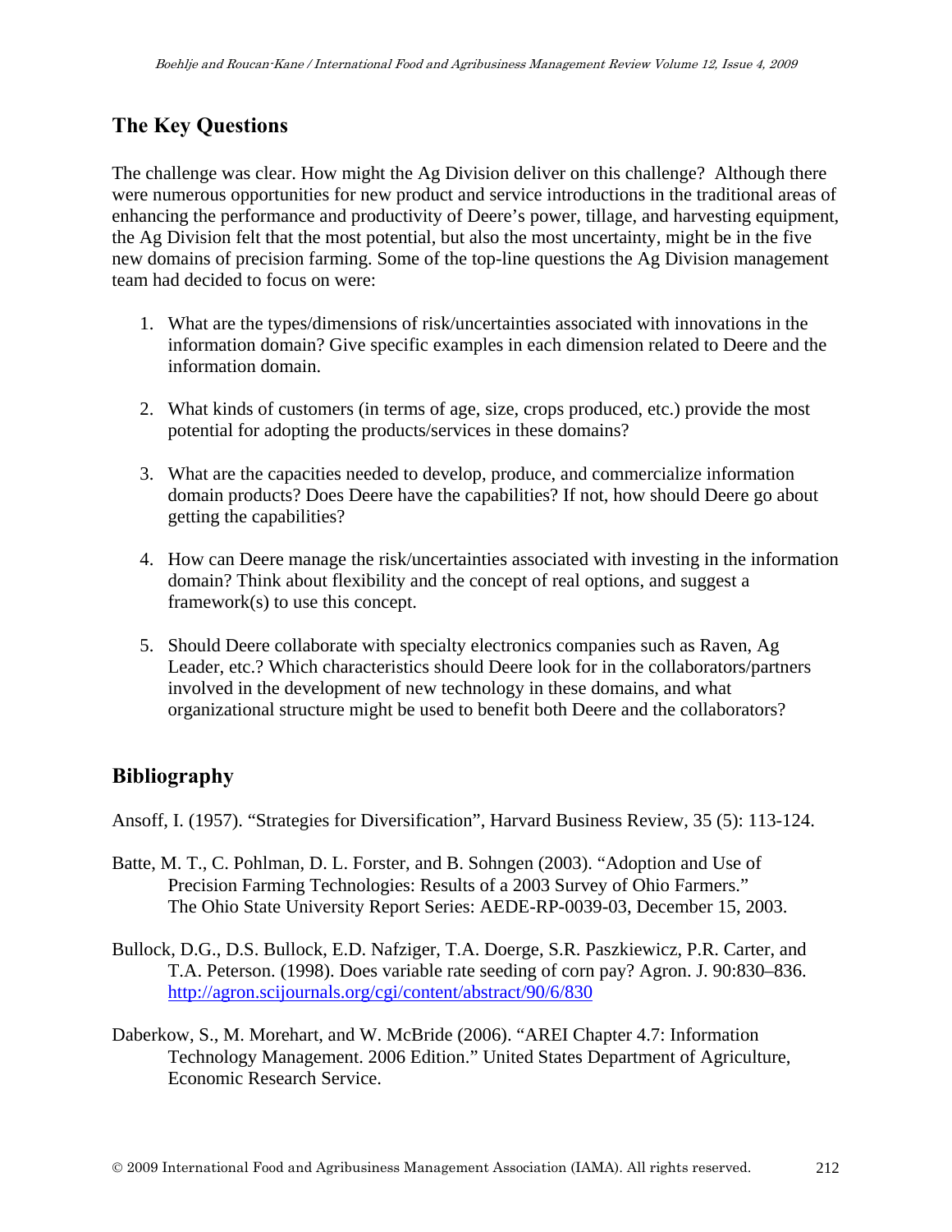## The Key Questions

The challenge was clear. How might the Ag Division deliver on this challenge? Although there were numerous opportunities for new product and service introductions in the traditional areas of enhancing the performance and productivity of Deere's power, tillage, and harvesting equipment, the Ag Division felt that the most potential, but also the most uncertainty, might be in the five new domains of precision farming. Some of the top-line questions the Ag Division management team had decided to focus on were:

1. What are the types/dimensions of risk/uncertainties associated with innovations in the information domain? Give specific examples in each dimension related to Deere and the information domain.

2. What kinds of customers (in terms of age, size, crops produced, etc.) provide the most potential for adopting the products/services in these domains?

3. What are the capacities needed to develop, produce, and commercialize information domain products? Does Deere have the capabilities? If not, how should Deere go about getting the capabilities?

4. How can Deere manage the risk/uncertainties associated with investing in the information domain? Think about flexibility and the concept of real options, and suggest a framework(s) to use this concept.

5. Should Deere collaborate with specialty electronics companies such as Raven, Ag Leader, etc.? Which characteristics should Deere look for in the collaborators/partners involved in the development of new technology in these domains, and what organizational structure might be used to benefit both Deere and the collaborators?

## Bibliography

Ansoff, I. (1957). "Strategies for Diversification", Harvard Business Review, 35 (5): 113-124.

Batte, M. T., C. Pohlman, D. L. Forster, and B. Sohngen (2003). "Adoption and Use of Precision Farming Technologies: Results of a 2003 Survey of Ohio Farmers." The Ohio State University Report Series: AEDE-RP-0039-03, December 15, 2003.

Bullock, D.G., D.S. Bullock, E.D. Nafziger, T.A. Doerge, S.R. Paszkiewicz, P.R. Carter, and T.A. Peterson. (1998). Does variable rate seeding of corn pay? Agron. J. 90:830–836. http://agron.scijournals.org/cgi/content/abstract/90/6/830

Daberkow, S., M. Morehart, and W. McBride (2006). "AREI Chapter 4.7: Information Technology Management. 2006 Edition." United States Department of Agriculture, Economic Research Service.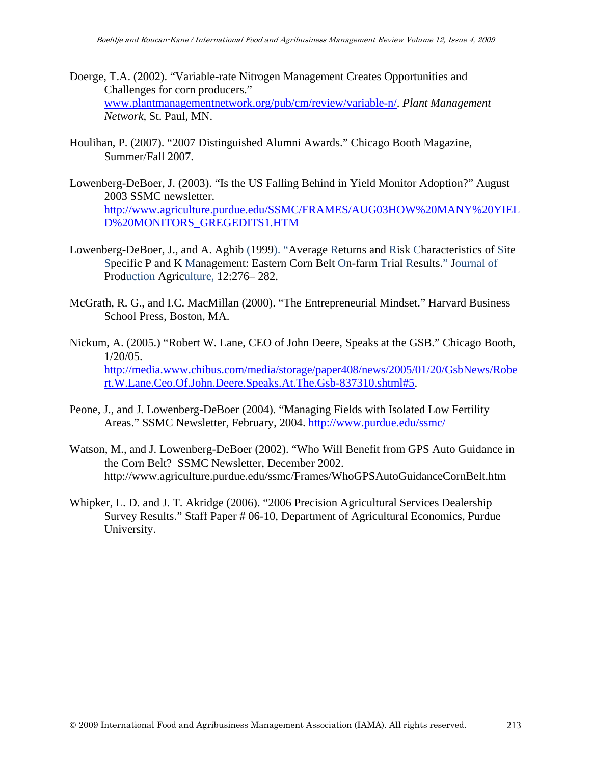Doerge, T.A. (2002). “Variable-rate Nitrogen Management Creates Opportunities and Challenges for corn producers.” www.plantmanagementnetwork.org/pub/cm/review/variable-n/. *Plant Management Network*, St. Paul, MN.

Houlihan, P. (2007). “2007 Distinguished Alumni Awards.” Chicago Booth Magazine, Summer/Fall 2007.

Lowenberg-DeBoer, J. (2003). “Is the US Falling Behind in Yield Monitor Adoption?” August 2003 SSMC newsletter. http://www.agriculture.purdue.edu/SSMC/FRAMES/AUG03HOW%20MANY%20YIELD%20MONITORS_GREGEDITS1.HTM

Lowenberg-DeBoer, J., and A. Aghib (1999). “Average Returns and Risk Characteristics of Site Specific P and K Management: Eastern Corn Belt On-farm Trial Results.” Journal of Production Agriculture, 12:276– 282.

McGrath, R. G., and I.C. MacMillan (2000). “The Entrepreneurial Mindset.” Harvard Business School Press, Boston, MA.

Nickum, A. (2005.) “Robert W. Lane, CEO of John Deere, Speaks at the GSB.” Chicago Booth, 1/20/05. http://media.www.chibus.com/media/storage/paper408/news/2005/01/20/GsbNews/Robert.W.Lane.Ceo.Of.John.Deere.Speaks.At.The.Gsb-837310.shtml#5.

Peone, J., and J. Lowenberg-DeBoer (2004). “Managing Fields with Isolated Low Fertility Areas.” SSMC Newsletter, February, 2004. http://www.purdue.edu/ssmc/

Watson, M., and J. Lowenberg-DeBoer (2002). “Who Will Benefit from GPS Auto Guidance in the Corn Belt? SSMC Newsletter, December 2002. http://www.agriculture.purdue.edu/ssmc/Frames/WhoGPSAutoGuidanceCornBelt.htm

Whipker, L. D. and J. T. Akridge (2006). “2006 Precision Agricultural Services Dealership Survey Results.” Staff Paper # 06-10, Department of Agricultural Economics, Purdue University.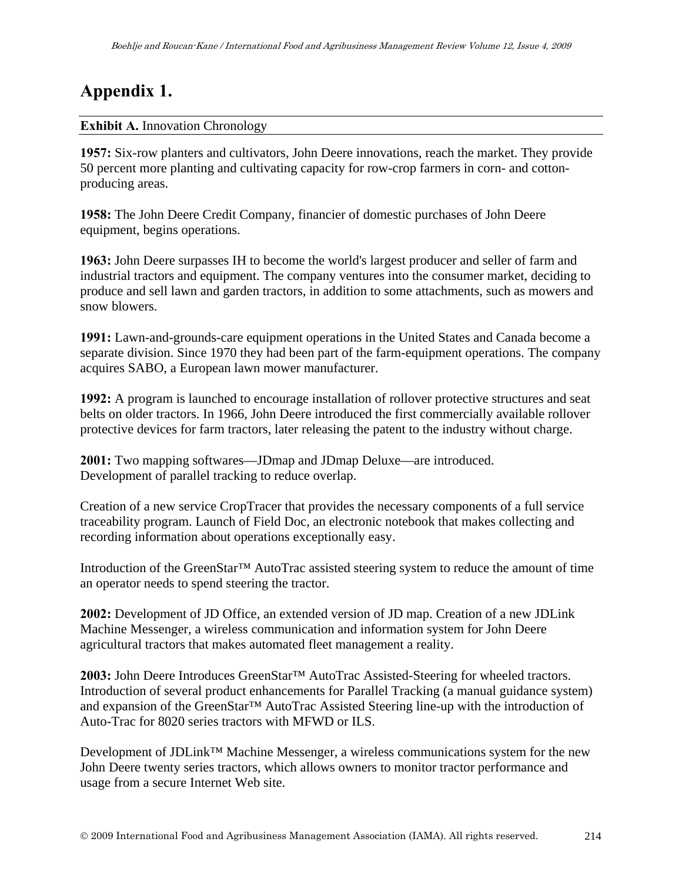# Appendix 1.

**Exhibit A.** Innovation Chronology

**1957:** Six-row planters and cultivators, John Deere innovations, reach the market. They provide 50 percent more planting and cultivating capacity for row-crop farmers in corn- and cotton-producing areas.

**1958:** The John Deere Credit Company, financier of domestic purchases of John Deere equipment, begins operations.

**1963:** John Deere surpasses IH to become the world's largest producer and seller of farm and industrial tractors and equipment. The company ventures into the consumer market, deciding to produce and sell lawn and garden tractors, in addition to some attachments, such as mowers and snow blowers.

**1991:** Lawn-and-grounds-care equipment operations in the United States and Canada become a separate division. Since 1970 they had been part of the farm-equipment operations. The company acquires SABO, a European lawn mower manufacturer.

**1992:** A program is launched to encourage installation of rollover protective structures and seat belts on older tractors. In 1966, John Deere introduced the first commercially available rollover protective devices for farm tractors, later releasing the patent to the industry without charge.

**2001:** Two mapping softwares—JDmap and JDmap Deluxe—are introduced.
Development of parallel tracking to reduce overlap.

Creation of a new service CropTracer that provides the necessary components of a full service traceability program. Launch of Field Doc, an electronic notebook that makes collecting and recording information about operations exceptionally easy.

Introduction of the GreenStar™ AutoTrac assisted steering system to reduce the amount of time an operator needs to spend steering the tractor.

**2002:** Development of JD Office, an extended version of JD map. Creation of a new JDLink Machine Messenger, a wireless communication and information system for John Deere agricultural tractors that makes automated fleet management a reality.

**2003:** John Deere Introduces GreenStar™ AutoTrac Assisted-Steering for wheeled tractors. Introduction of several product enhancements for Parallel Tracking (a manual guidance system) and expansion of the GreenStar™ AutoTrac Assisted Steering line-up with the introduction of Auto-Trac for 8020 series tractors with MFWD or ILS.

Development of JDLink™ Machine Messenger, a wireless communications system for the new John Deere twenty series tractors, which allows owners to monitor tractor performance and usage from a secure Internet Web site.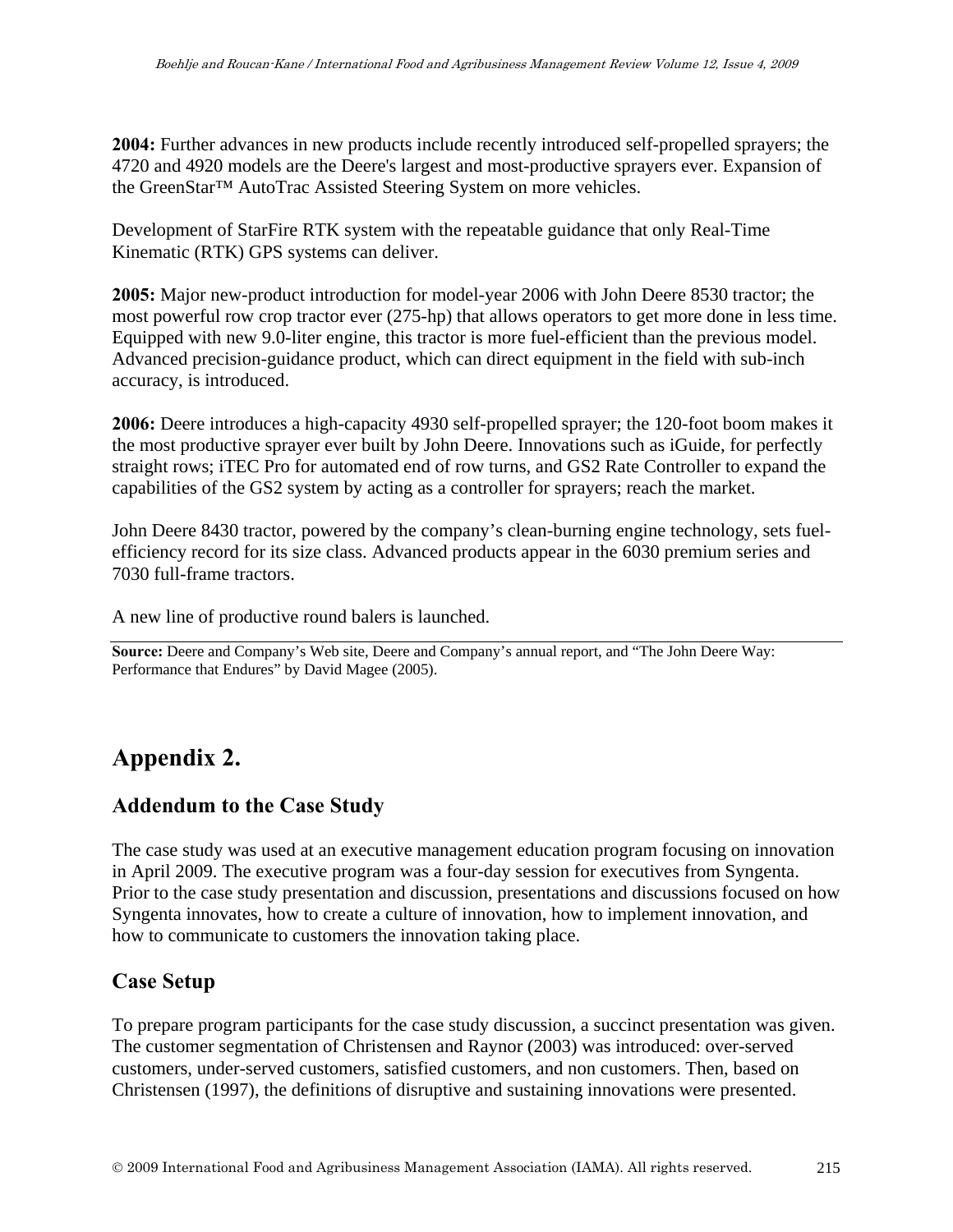**2004:** Further advances in new products include recently introduced self-propelled sprayers; the 4720 and 4920 models are the Deere's largest and most-productive sprayers ever. Expansion of the GreenStar™ AutoTrac Assisted Steering System on more vehicles.

Development of StarFire RTK system with the repeatable guidance that only Real-Time Kinematic (RTK) GPS systems can deliver.

**2005:** Major new-product introduction for model-year 2006 with John Deere 8530 tractor; the most powerful row crop tractor ever (275-hp) that allows operators to get more done in less time. Equipped with new 9.0-liter engine, this tractor is more fuel-efficient than the previous model. Advanced precision-guidance product, which can direct equipment in the field with sub-inch accuracy, is introduced.

**2006:** Deere introduces a high-capacity 4930 self-propelled sprayer; the 120-foot boom makes it the most productive sprayer ever built by John Deere. Innovations such as iGuide, for perfectly straight rows; iTEC Pro for automated end of row turns, and GS2 Rate Controller to expand the capabilities of the GS2 system by acting as a controller for sprayers; reach the market.

John Deere 8430 tractor, powered by the company's clean-burning engine technology, sets fuel-efficiency record for its size class. Advanced products appear in the 6030 premium series and 7030 full-frame tractors.

A new line of productive round balers is launched.

**Source:** Deere and Company's Web site, Deere and Company's annual report, and "The John Deere Way: Performance that Endures" by David Magee (2005).

# Appendix 2.

## Addendum to the Case Study

The case study was used at an executive management education program focusing on innovation in April 2009. The executive program was a four-day session for executives from Syngenta. Prior to the case study presentation and discussion, presentations and discussions focused on how Syngenta innovates, how to create a culture of innovation, how to implement innovation, and how to communicate to customers the innovation taking place.

## Case Setup

To prepare program participants for the case study discussion, a succinct presentation was given. The customer segmentation of Christensen and Raynor (2003) was introduced: over-served customers, under-served customers, satisfied customers, and non customers. Then, based on Christensen (1997), the definitions of disruptive and sustaining innovations were presented.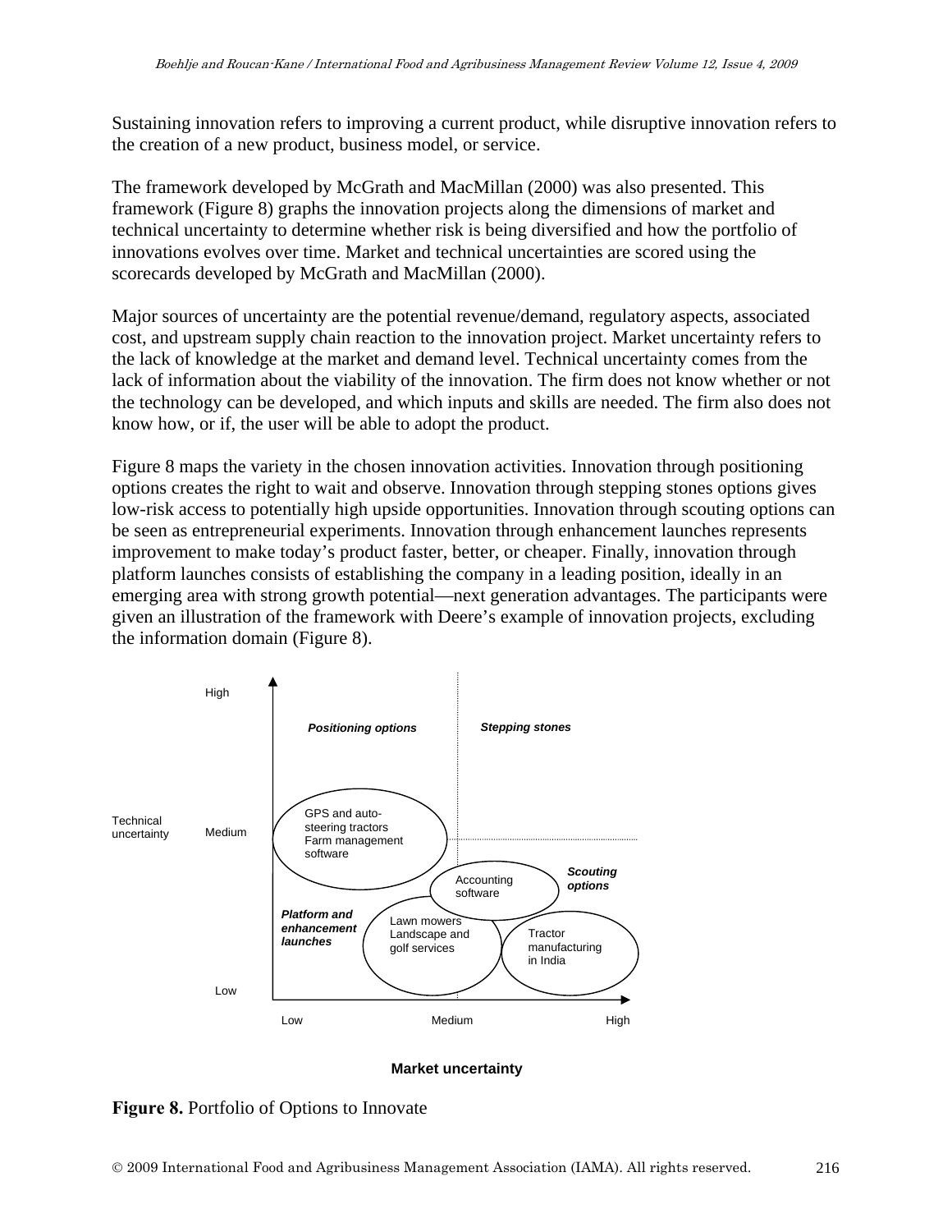Sustaining innovation refers to improving a current product, while disruptive innovation refers to the creation of a new product, business model, or service.

The framework developed by McGrath and MacMillan (2000) was also presented. This framework (Figure 8) graphs the innovation projects along the dimensions of market and technical uncertainty to determine whether risk is being diversified and how the portfolio of innovations evolves over time. Market and technical uncertainties are scored using the scorecards developed by McGrath and MacMillan (2000).

Major sources of uncertainty are the potential revenue/demand, regulatory aspects, associated cost, and upstream supply chain reaction to the innovation project. Market uncertainty refers to the lack of knowledge at the market and demand level. Technical uncertainty comes from the lack of information about the viability of the innovation. The firm does not know whether or not the technology can be developed, and which inputs and skills are needed. The firm also does not know how, or if, the user will be able to adopt the product.

Figure 8 maps the variety in the chosen innovation activities. Innovation through positioning options creates the right to wait and observe. Innovation through stepping stones options gives low-risk access to potentially high upside opportunities. Innovation through scouting options can be seen as entrepreneurial experiments. Innovation through enhancement launches represents improvement to make today's product faster, better, or cheaper. Finally, innovation through platform launches consists of establishing the company in a leading position, ideally in an emerging area with strong growth potential—next generation advantages. The participants were given an illustration of the framework with Deere's example of innovation projects, excluding the information domain (Figure 8).

Technical uncertainty (High / Medium / Low)

*Positioning options* — *Stepping stones*

GPS and auto-steering tractors
Farm management software

Accounting software

*Scouting options*

*Platform and enhancement launches*

Lawn mowers
Landscape and golf services

Tractor manufacturing in India

Market uncertainty (Low / Medium / High)

**Figure 8.** Portfolio of Options to Innovate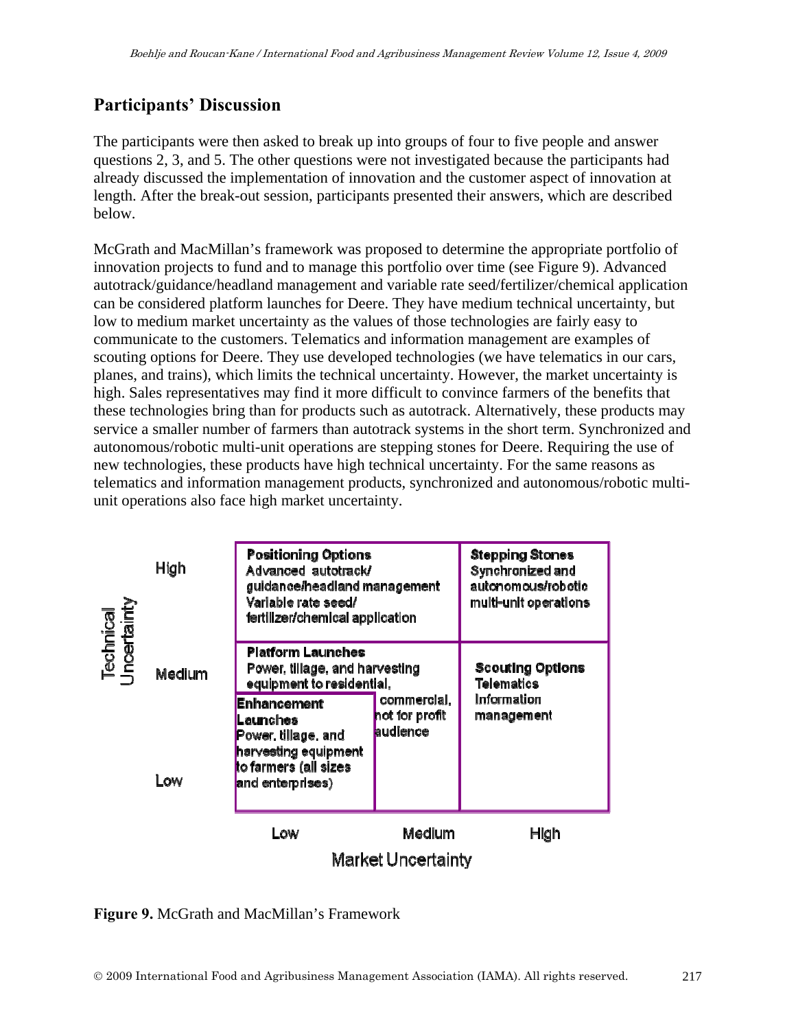## Participants' Discussion

The participants were then asked to break up into groups of four to five people and answer questions 2, 3, and 5. The other questions were not investigated because the participants had already discussed the implementation of innovation and the customer aspect of innovation at length. After the break-out session, participants presented their answers, which are described below.

McGrath and MacMillan's framework was proposed to determine the appropriate portfolio of innovation projects to fund and to manage this portfolio over time (see Figure 9). Advanced autotrack/guidance/headland management and variable rate seed/fertilizer/chemical application can be considered platform launches for Deere. They have medium technical uncertainty, but low to medium market uncertainty as the values of those technologies are fairly easy to communicate to the customers. Telematics and information management are examples of scouting options for Deere. They use developed technologies (we have telematics in our cars, planes, and trains), which limits the technical uncertainty. However, the market uncertainty is high. Sales representatives may find it more difficult to convince farmers of the benefits that these technologies bring than for products such as autotrack. Alternatively, these products may service a smaller number of farmers than autotrack systems in the short term. Synchronized and autonomous/robotic multi-unit operations are stepping stones for Deere. Requiring the use of new technologies, these products have high technical uncertainty. For the same reasons as telematics and information management products, synchronized and autonomous/robotic multi-unit operations also face high market uncertainty.

| Technical Uncertainty | Low | Medium | High |
|---|---|---|---|
| High | **Positioning Options** Advanced autotrack/ guidance/headland management Variable rate seed/ fertilizer/chemical application | | **Stepping Stones** Synchronized and autonomous/robotic multi-unit operations |
| Medium | **Platform Launches** Power, tillage, and harvesting equipment to residential, | commercial, not for profit audience | **Scouting Options** Telematics Information management |
| Low | **Enhancement Launches** Power, tillage, and harvesting equipment to farmers (all sizes and enterprises) | | |
| | Market Uncertainty | | |

**Figure 9.** McGrath and MacMillan's Framework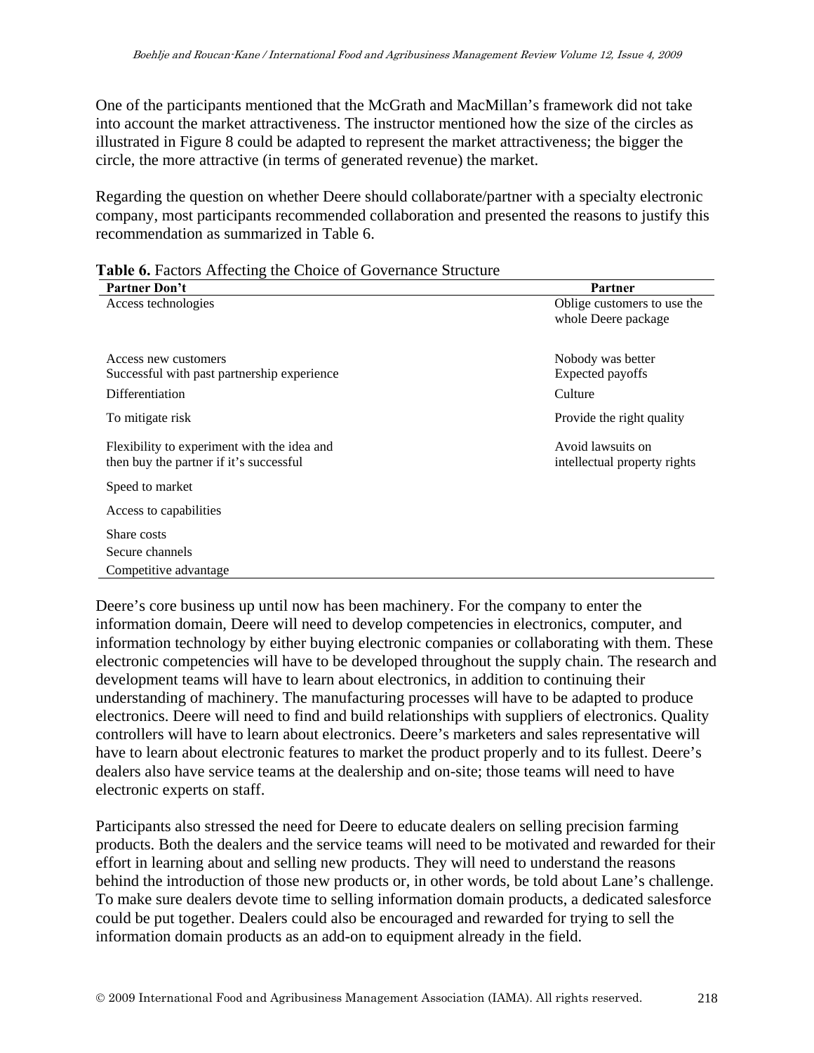One of the participants mentioned that the McGrath and MacMillan's framework did not take into account the market attractiveness. The instructor mentioned how the size of the circles as illustrated in Figure 8 could be adapted to represent the market attractiveness; the bigger the circle, the more attractive (in terms of generated revenue) the market.

Regarding the question on whether Deere should collaborate/partner with a specialty electronic company, most participants recommended collaboration and presented the reasons to justify this recommendation as summarized in Table 6.

**Table 6.** Factors Affecting the Choice of Governance Structure

| Partner Don't | Partner |
|---|---|
| Access technologies | Oblige customers to use the whole Deere package |
| Access new customers | Nobody was better |
| Successful with past partnership experience | Expected payoffs |
| Differentiation | Culture |
| To mitigate risk | Provide the right quality |
| Flexibility to experiment with the idea and then buy the partner if it's successful | Avoid lawsuits on intellectual property rights |
| Speed to market | |
| Access to capabilities | |
| Share costs | |
| Secure channels | |
| Competitive advantage | |

Deere's core business up until now has been machinery. For the company to enter the information domain, Deere will need to develop competencies in electronics, computer, and information technology by either buying electronic companies or collaborating with them. These electronic competencies will have to be developed throughout the supply chain. The research and development teams will have to learn about electronics, in addition to continuing their understanding of machinery. The manufacturing processes will have to be adapted to produce electronics. Deere will need to find and build relationships with suppliers of electronics. Quality controllers will have to learn about electronics. Deere's marketers and sales representative will have to learn about electronic features to market the product properly and to its fullest. Deere's dealers also have service teams at the dealership and on-site; those teams will need to have electronic experts on staff.

Participants also stressed the need for Deere to educate dealers on selling precision farming products. Both the dealers and the service teams will need to be motivated and rewarded for their effort in learning about and selling new products. They will need to understand the reasons behind the introduction of those new products or, in other words, be told about Lane's challenge. To make sure dealers devote time to selling information domain products, a dedicated salesforce could be put together. Dealers could also be encouraged and rewarded for trying to sell the information domain products as an add-on to equipment already in the field.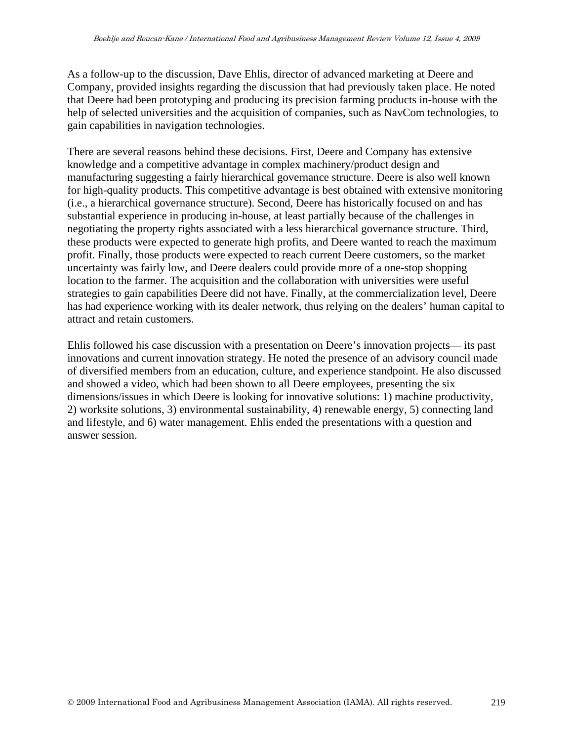As a follow-up to the discussion, Dave Ehlis, director of advanced marketing at Deere and Company, provided insights regarding the discussion that had previously taken place. He noted that Deere had been prototyping and producing its precision farming products in-house with the help of selected universities and the acquisition of companies, such as NavCom technologies, to gain capabilities in navigation technologies.

There are several reasons behind these decisions. First, Deere and Company has extensive knowledge and a competitive advantage in complex machinery/product design and manufacturing suggesting a fairly hierarchical governance structure. Deere is also well known for high-quality products. This competitive advantage is best obtained with extensive monitoring (i.e., a hierarchical governance structure). Second, Deere has historically focused on and has substantial experience in producing in-house, at least partially because of the challenges in negotiating the property rights associated with a less hierarchical governance structure. Third, these products were expected to generate high profits, and Deere wanted to reach the maximum profit. Finally, those products were expected to reach current Deere customers, so the market uncertainty was fairly low, and Deere dealers could provide more of a one-stop shopping location to the farmer. The acquisition and the collaboration with universities were useful strategies to gain capabilities Deere did not have. Finally, at the commercialization level, Deere has had experience working with its dealer network, thus relying on the dealers' human capital to attract and retain customers.

Ehlis followed his case discussion with a presentation on Deere's innovation projects— its past innovations and current innovation strategy. He noted the presence of an advisory council made of diversified members from an education, culture, and experience standpoint. He also discussed and showed a video, which had been shown to all Deere employees, presenting the six dimensions/issues in which Deere is looking for innovative solutions: 1) machine productivity, 2) worksite solutions, 3) environmental sustainability, 4) renewable energy, 5) connecting land and lifestyle, and 6) water management. Ehlis ended the presentations with a question and answer session.